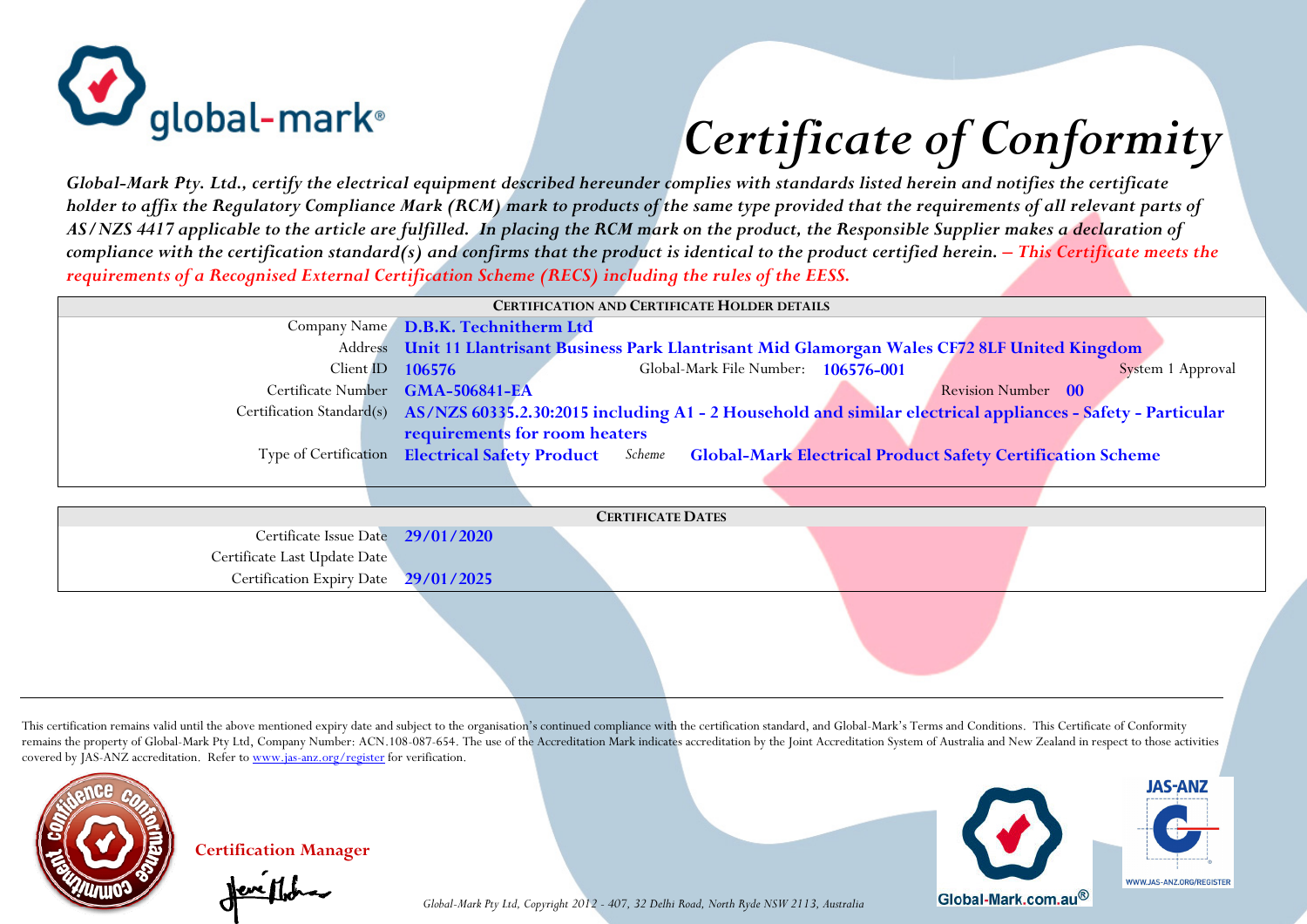# Certificate of Conformity

*Global-Mark Pty. Ltd., certify the electrical equipment described hereunder complies with standards listed herein and notifies the certificate holder to affix the Regulatory Compliance Mark (RCM) mark to products of the same type provided that the requirements of all relevant parts of AS/NZS 4417 applicable to the article are fulfilled. In placing the RCM mark on the product, the Responsible Supplier makes a declaration of compliance with the certification standard(s) and confirms that the product is identical to the product certified herein. – This Certificate meets the requirements of a Recognised External Certification Scheme (RECS) including the rules of the EESS.*

| CERTIFICATION AND CERTIFICATE HOLDER DETAILS | |
|---|---|
| Company Name | **D.B.K. Technitherm Ltd** |
| Address | **Unit 11 Llantrisant Business Park Llantrisant Mid Glamorgan Wales CF72 8LF United Kingdom** |
| Client ID | **106576** Global-Mark File Number: **106576-001** System 1 Approval |
| Certificate Number | **GMA-506841-EA** Revision Number **00** |
| Certification Standard(s) | **AS/NZS 60335.2.30:2015 including A1 - 2 Household and similar electrical appliances - Safety - Particular requirements for room heaters** |
| Type of Certification | **Electrical Safety Product** *Scheme* **Global-Mark Electrical Product Safety Certification Scheme** |

| CERTIFICATE DATES | |
|---|---|
| Certificate Issue Date | **29/01/2020** |
| Certificate Last Update Date | |
| Certification Expiry Date | **29/01/2025** |

This certification remains valid until the above mentioned expiry date and subject to the organisation's continued compliance with the certification standard, and Global-Mark's Terms and Conditions. This Certificate of Conformity remains the property of Global-Mark Pty Ltd, Company Number: ACN.108-087-654. The use of the Accreditation Mark indicates accreditation by the Joint Accreditation System of Australia and New Zealand in respect to those activities covered by JAS-ANZ accreditation. Refer to www.jas-anz.org/register for verification.

**Certification Manager**

*Global-Mark Pty Ltd, Copyright 2012 - 407, 32 Delhi Road, North Ryde NSW 2113, Australia*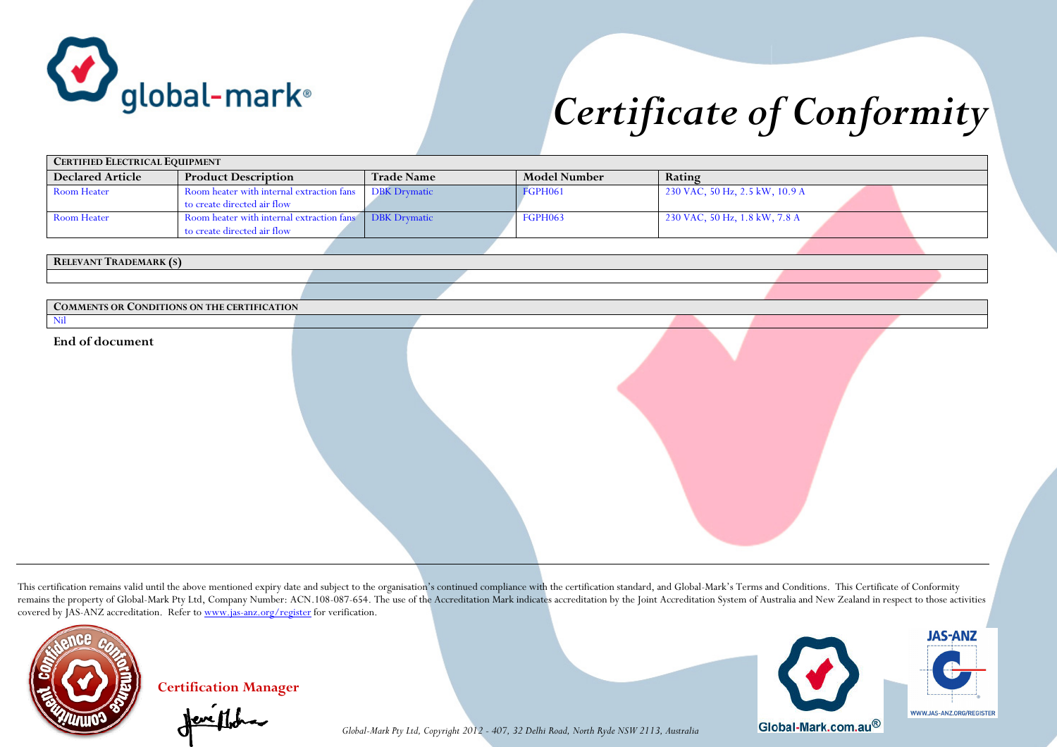# Certificate of Conformity

| CERTIFIED ELECTRICAL EQUIPMENT | | | | |
|---|---|---|---|---|
| **Declared Article** | **Product Description** | **Trade Name** | **Model Number** | **Rating** |
| Room Heater | Room heater with internal extraction fans to create directed air flow | DBK Drymatic | FGPH061 | 230 VAC, 50 Hz, 2.5 kW, 10.9 A |
| Room Heater | Room heater with internal extraction fans to create directed air flow | DBK Drymatic | FGPH063 | 230 VAC, 50 Hz, 1.8 kW, 7.8 A |

| RELEVANT TRADEMARK (S) |
|---|
| |

| COMMENTS OR CONDITIONS ON THE CERTIFICATION |
|---|
| Nil |

**End of document**

This certification remains valid until the above mentioned expiry date and subject to the organisation's continued compliance with the certification standard, and Global-Mark's Terms and Conditions. This Certificate of Conformity remains the property of Global-Mark Pty Ltd, Company Number: ACN.108-087-654. The use of the Accreditation Mark indicates accreditation by the Joint Accreditation System of Australia and New Zealand in respect to those activities covered by JAS-ANZ accreditation. Refer to www.jas-anz.org/register for verification.

**Certification Manager**

*Global-Mark Pty Ltd, Copyright 2012 - 407, 32 Delhi Road, North Ryde NSW 2113, Australia*